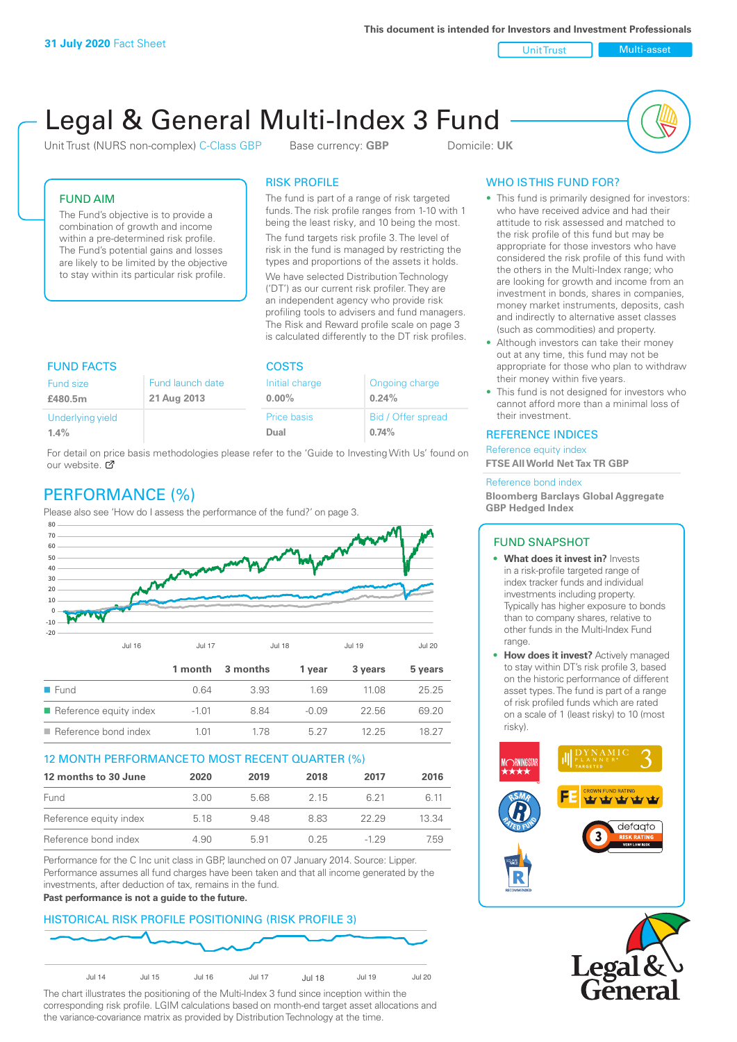**31 July 2020** Fact Sheet

This document is intended for Investors and Investment Professionals

Unit Trust | Multi-asset

# Legal & General Multi-Index 3 Fund

Unit Trust (NURS non-complex) C-Class GBP    Base currency: **GBP**    Domicile: **UK**

## FUND AIM

The Fund's objective is to provide a combination of growth and income within a pre-determined risk profile. The Fund's potential gains and losses are likely to be limited by the objective to stay within its particular risk profile.

## RISK PROFILE

The fund is part of a range of risk targeted funds. The risk profile ranges from 1-10 with 1 being the least risky, and 10 being the most.

The fund targets risk profile 3. The level of risk in the fund is managed by restricting the types and proportions of the assets it holds.

We have selected Distribution Technology ('DT') as our current risk profiler. They are an independent agency who provide risk profiling tools to advisers and fund managers. The Risk and Reward profile scale on page 3 is calculated differently to the DT risk profiles.

## WHO IS THIS FUND FOR?

- This fund is primarily designed for investors: who have received advice and had their attitude to risk assessed and matched to the risk profile of this fund but may be appropriate for those investors who have considered the risk profile of this fund with the others in the Multi-Index range; who are looking for growth and income from an investment in bonds, shares in companies, money market instruments, deposits, cash and indirectly to alternative asset classes (such as commodities) and property.
- Although investors can take their money out at any time, this fund may not be appropriate for those who plan to withdraw their money within five years.
- This fund is not designed for investors who cannot afford more than a minimal loss of their investment.

## FUND FACTS

| Fund size | Fund launch date |
|---|---|
| **£480.5m** | **21 Aug 2013** |
| Underlying yield | |
| **1.4%** | |

## COSTS

| Initial charge | Ongoing charge |
|---|---|
| **0.00%** | **0.24%** |
| Price basis | Bid / Offer spread |
| **Dual** | **0.74%** |

For detail on price basis methodologies please refer to the 'Guide to Investing With Us' found on our website.

## REFERENCE INDICES

Reference equity index
**FTSE All World Net Tax TR GBP**

Reference bond index
**Bloomberg Barclays Global Aggregate GBP Hedged Index**

## PERFORMANCE (%)

Please also see 'How do I assess the performance of the fund?' on page 3.

| | 1 month | 3 months | 1 year | 3 years | 5 years |
|---|---|---|---|---|---|
| Fund | 0.64 | 3.93 | 1.69 | 11.08 | 25.25 |
| Reference equity index | -1.01 | 8.84 | -0.09 | 22.56 | 69.20 |
| Reference bond index | 1.01 | 1.78 | 5.27 | 12.25 | 18.27 |

## 12 MONTH PERFORMANCE TO MOST RECENT QUARTER (%)

| 12 months to 30 June | 2020 | 2019 | 2018 | 2017 | 2016 |
|---|---|---|---|---|---|
| Fund | 3.00 | 5.68 | 2.15 | 6.21 | 6.11 |
| Reference equity index | 5.18 | 9.48 | 8.83 | 22.29 | 13.34 |
| Reference bond index | 4.90 | 5.91 | 0.25 | -1.29 | 7.59 |

Performance for the C Inc unit class in GBP, launched on 07 January 2014. Source: Lipper. Performance assumes all fund charges have been taken and that all income generated by the investments, after deduction of tax, remains in the fund.

**Past performance is not a guide to the future.**

## HISTORICAL RISK PROFILE POSITIONING (RISK PROFILE 3)

The chart illustrates the positioning of the Multi-Index 3 fund since inception within the corresponding risk profile. LGIM calculations based on month-end target asset allocations and the variance-covariance matrix as provided by Distribution Technology at the time.

## FUND SNAPSHOT

- **What does it invest in?** Invests in a risk-profile targeted range of index tracker funds and individual investments including property. Typically has higher exposure to bonds than to company shares, relative to other funds in the Multi-Index Fund range.
- **How does it invest?** Actively managed to stay within DT's risk profile 3, based on the historic performance of different asset types. The fund is part of a range of risk profiled funds which are rated on a scale of 1 (least risky) to 10 (most risky).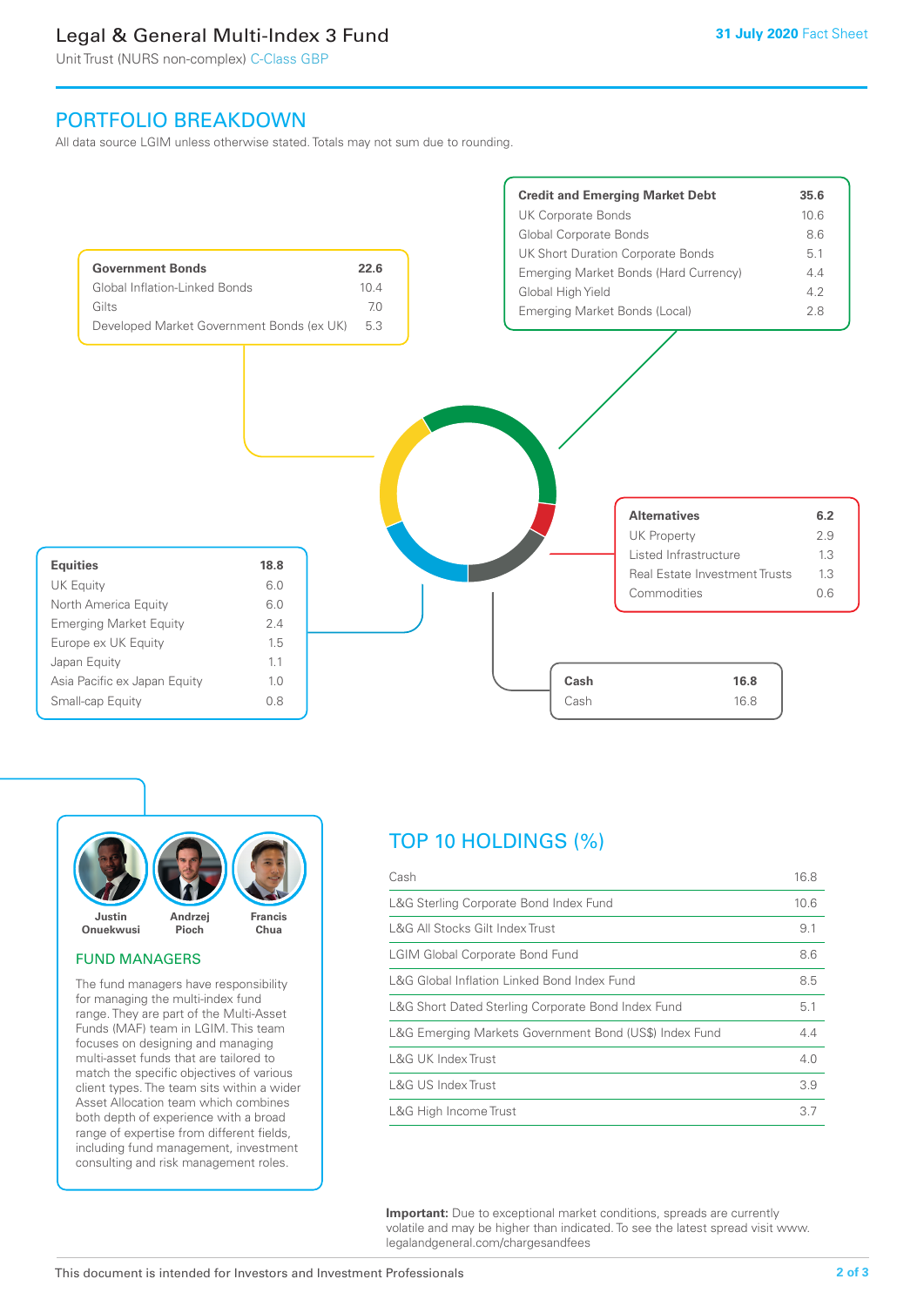## PORTFOLIO BREAKDOWN

All data source LGIM unless otherwise stated. Totals may not sum due to rounding.

| Government Bonds | 22.6 |
|---|---|
| Global Inflation-Linked Bonds | 10.4 |
| Gilts | 7.0 |
| Developed Market Government Bonds (ex UK) | 5.3 |

| Credit and Emerging Market Debt | 35.6 |
|---|---|
| UK Corporate Bonds | 10.6 |
| Global Corporate Bonds | 8.6 |
| UK Short Duration Corporate Bonds | 5.1 |
| Emerging Market Bonds (Hard Currency) | 4.4 |
| Global High Yield | 4.2 |
| Emerging Market Bonds (Local) | 2.8 |

| Alternatives | 6.2 |
|---|---|
| UK Property | 2.9 |
| Listed Infrastructure | 1.3 |
| Real Estate Investment Trusts | 1.3 |
| Commodities | 0.6 |

| Equities | 18.8 |
|---|---|
| UK Equity | 6.0 |
| North America Equity | 6.0 |
| Emerging Market Equity | 2.4 |
| Europe ex UK Equity | 1.5 |
| Japan Equity | 1.1 |
| Asia Pacific ex Japan Equity | 1.0 |
| Small-cap Equity | 0.8 |

| Cash | 16.8 |
|---|---|
| Cash | 16.8 |

Justin Onuekwusi, Andrzej Pioch, Francis Chua

### FUND MANAGERS

The fund managers have responsibility for managing the multi-index fund range. They are part of the Multi-Asset Funds (MAF) team in LGIM. This team focuses on designing and managing multi-asset funds that are tailored to match the specific objectives of various client types. The team sits within a wider Asset Allocation team which combines both depth of experience with a broad range of expertise from different fields, including fund management, investment consulting and risk management roles.

## TOP 10 HOLDINGS (%)

| Holding | % |
|---|---|
| Cash | 16.8 |
| L&G Sterling Corporate Bond Index Fund | 10.6 |
| L&G All Stocks Gilt Index Trust | 9.1 |
| LGIM Global Corporate Bond Fund | 8.6 |
| L&G Global Inflation Linked Bond Index Fund | 8.5 |
| L&G Short Dated Sterling Corporate Bond Index Fund | 5.1 |
| L&G Emerging Markets Government Bond (US$) Index Fund | 4.4 |
| L&G UK Index Trust | 4.0 |
| L&G US Index Trust | 3.9 |
| L&G High Income Trust | 3.7 |

**Important:** Due to exceptional market conditions, spreads are currently volatile and may be higher than indicated. To see the latest spread visit www.legalandgeneral.com/chargesandfees

This document is intended for Investors and Investment Professionals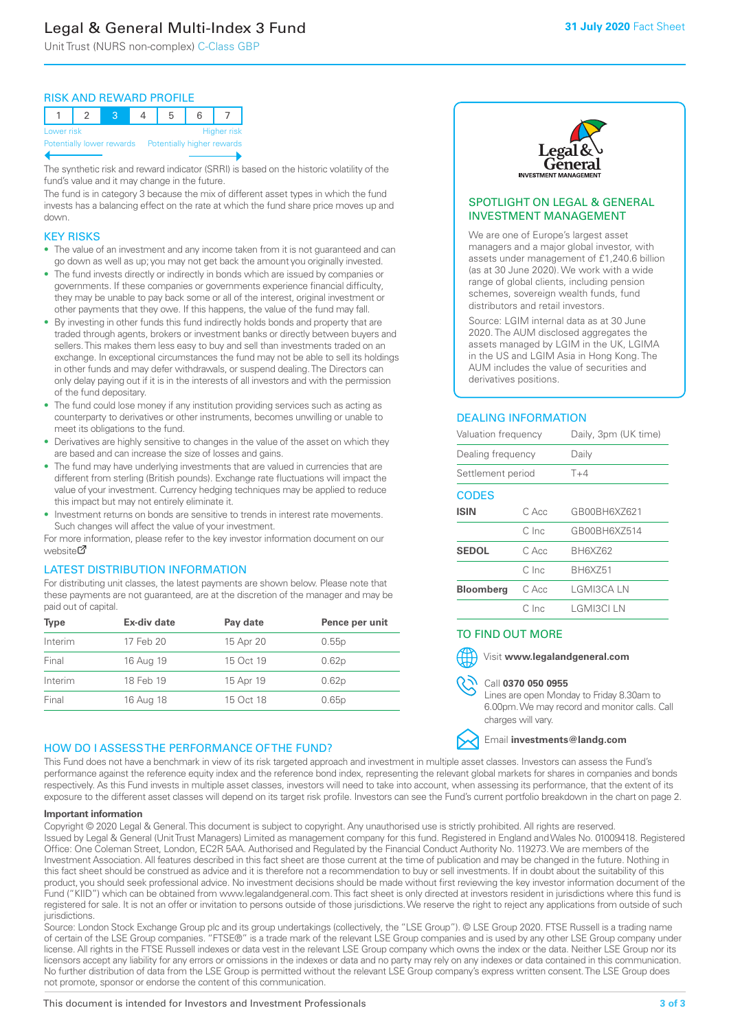# Legal & General Multi-Index 3 Fund

Unit Trust (NURS non-complex) C-Class GBP

**31 July 2020** Fact Sheet

## RISK AND REWARD PROFILE

| 1 | 2 | 3 | 4 | 5 | 6 | 7 |
|---|---|---|---|---|---|---|

Lower risk — Higher risk

Potentially lower rewards — Potentially higher rewards

The synthetic risk and reward indicator (SRRI) is based on the historic volatility of the fund's value and it may change in the future.

The fund is in category 3 because the mix of different asset types in which the fund invests has a balancing effect on the rate at which the fund share price moves up and down.

## KEY RISKS

- The value of an investment and any income taken from it is not guaranteed and can go down as well as up; you may not get back the amount you originally invested.
- The fund invests directly or indirectly in bonds which are issued by companies or governments. If these companies or governments experience financial difficulty, they may be unable to pay back some or all of the interest, original investment or other payments that they owe. If this happens, the value of the fund may fall.
- By investing in other funds this fund indirectly holds bonds and property that are traded through agents, brokers or investment banks or directly between buyers and sellers. This makes them less easy to buy and sell than investments traded on an exchange. In exceptional circumstances the fund may not be able to sell its holdings in other funds and may defer withdrawals, or suspend dealing. The Directors can only delay paying out if it is in the interests of all investors and with the permission of the fund depositary.
- The fund could lose money if any institution providing services such as acting as counterparty to derivatives or other instruments, becomes unwilling or unable to meet its obligations to the fund.
- Derivatives are highly sensitive to changes in the value of the asset on which they are based and can increase the size of losses and gains.
- The fund may have underlying investments that are valued in currencies that are different from sterling (British pounds). Exchange rate fluctuations will impact the value of your investment. Currency hedging techniques may be applied to reduce this impact but may not entirely eliminate it.
- Investment returns on bonds are sensitive to trends in interest rate movements. Such changes will affect the value of your investment.

For more information, please refer to the key investor information document on our website

## LATEST DISTRIBUTION INFORMATION

For distributing unit classes, the latest payments are shown below. Please note that these payments are not guaranteed, are at the discretion of the manager and may be paid out of capital.

| Type | Ex-div date | Pay date | Pence per unit |
|---|---|---|---|
| Interim | 17 Feb 20 | 15 Apr 20 | 0.55p |
| Final | 16 Aug 19 | 15 Oct 19 | 0.62p |
| Interim | 18 Feb 19 | 15 Apr 19 | 0.62p |
| Final | 16 Aug 18 | 15 Oct 18 | 0.65p |

## SPOTLIGHT ON LEGAL & GENERAL INVESTMENT MANAGEMENT

We are one of Europe's largest asset managers and a major global investor, with assets under management of £1,240.6 billion (as at 30 June 2020). We work with a wide range of global clients, including pension schemes, sovereign wealth funds, fund distributors and retail investors.

Source: LGIM internal data as at 30 June 2020. The AUM disclosed aggregates the assets managed by LGIM in the UK, LGIMA in the US and LGIM Asia in Hong Kong. The AUM includes the value of securities and derivatives positions.

## DEALING INFORMATION

| | |
|---|---|
| Valuation frequency | Daily, 3pm (UK time) |
| Dealing frequency | Daily |
| Settlement period | T+4 |

## CODES

| | | |
|---|---|---|
| **ISIN** | C Acc | GB00BH6XZ621 |
| | C Inc | GB00BH6XZ514 |
| **SEDOL** | C Acc | BH6XZ62 |
| | C Inc | BH6XZ51 |
| **Bloomberg** | C Acc | LGMI3CA LN |
| | C Inc | LGMI3CI LN |

## TO FIND OUT MORE

Visit **www.legalandgeneral.com**

Call **0370 050 0955**
Lines are open Monday to Friday 8.30am to 6.00pm. We may record and monitor calls. Call charges will vary.

Email **investments@landg.com**

## HOW DO I ASSESS THE PERFORMANCE OF THE FUND?

This Fund does not have a benchmark in view of its risk targeted approach and investment in multiple asset classes. Investors can assess the Fund's performance against the reference equity index and the reference bond index, representing the relevant global markets for shares in companies and bonds respectively. As this Fund invests in multiple asset classes, investors will need to take into account, when assessing its performance, that the extent of its exposure to the different asset classes will depend on its target risk profile. Investors can see the Fund's current portfolio breakdown in the chart on page 2.

**Important information**

Copyright © 2020 Legal & General. This document is subject to copyright. Any unauthorised use is strictly prohibited. All rights are reserved.

Issued by Legal & General (Unit Trust Managers) Limited as management company for this fund. Registered in England and Wales No. 01009418. Registered Office: One Coleman Street, London, EC2R 5AA. Authorised and Regulated by the Financial Conduct Authority No. 119273. We are members of the Investment Association. All features described in this fact sheet are those current at the time of publication and may be changed in the future. Nothing in this fact sheet should be construed as advice and it is therefore not a recommendation to buy or sell investments. If in doubt about the suitability of this product, you should seek professional advice. No investment decisions should be made without first reviewing the key investor information document of the Fund ("KIID") which can be obtained from www.legalandgeneral.com. This fact sheet is only directed at investors resident in jurisdictions where this fund is registered for sale. It is not an offer or invitation to persons outside of those jurisdictions. We reserve the right to reject any applications from outside of such jurisdictions.

Source: London Stock Exchange Group plc and its group undertakings (collectively, the "LSE Group"). © LSE Group 2020. FTSE Russell is a trading name of certain of the LSE Group companies. "FTSE®" is a trade mark of the relevant LSE Group companies and is used by any other LSE Group company under license. All rights in the FTSE Russell indexes or data vest in the relevant LSE Group company which owns the index or data. Neither LSE Group nor its licensors accept any liability for any errors or omissions in the indexes or data and no party may rely on any indexes or data contained in this communication. No further distribution of data from the LSE Group is permitted without the relevant LSE Group company's express written consent. The LSE Group does not promote, sponsor or endorse the content of this communication.

This document is intended for Investors and Investment Professionals